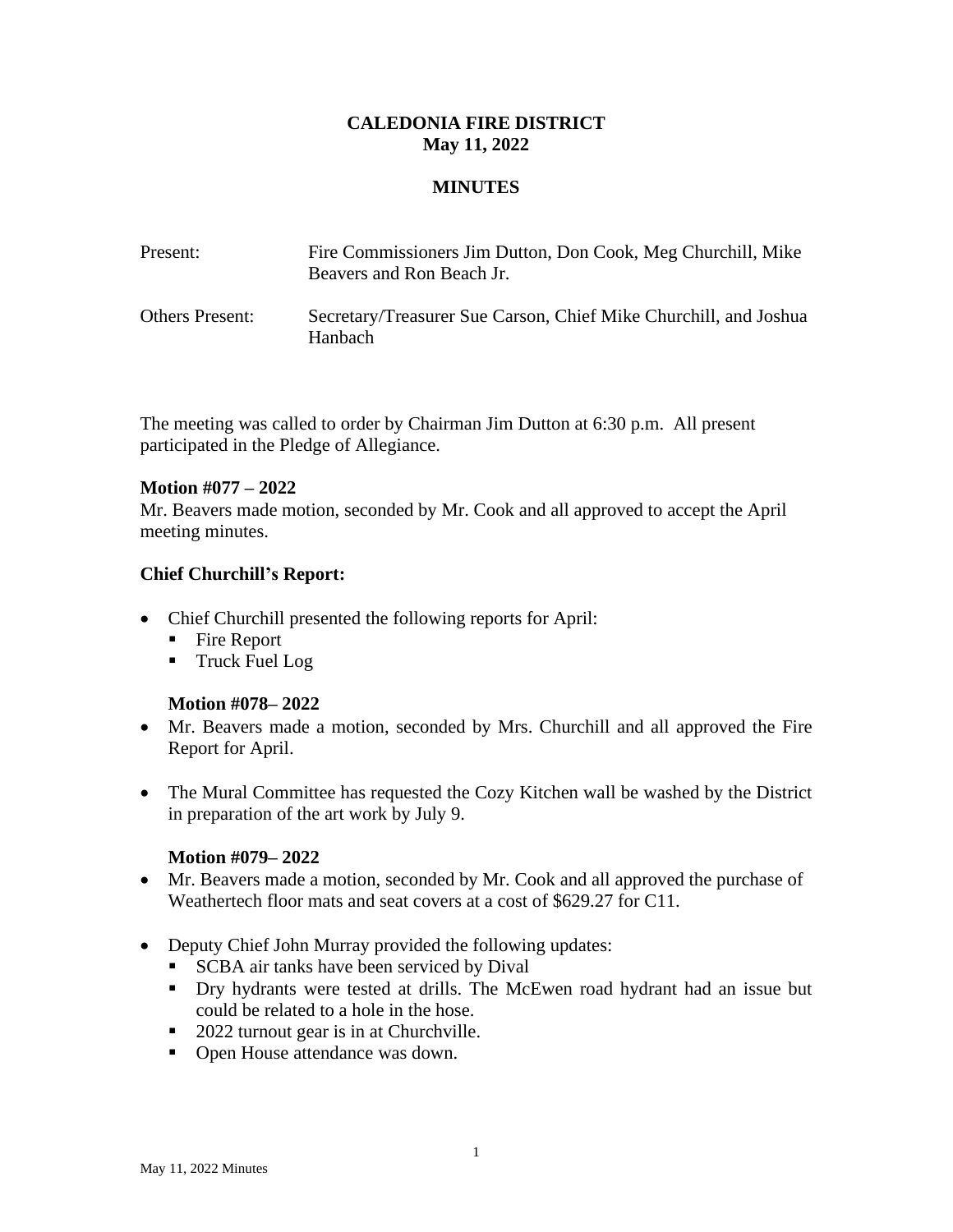# CALEDONIA FIRE DISTRICT
## May 11, 2022

## MINUTES

Present: Fire Commissioners Jim Dutton, Don Cook, Meg Churchill, Mike Beavers and Ron Beach Jr.

Others Present: Secretary/Treasurer Sue Carson, Chief Mike Churchill, and Joshua Hanbach

The meeting was called to order by Chairman Jim Dutton at 6:30 p.m. All present participated in the Pledge of Allegiance.

**Motion #077 – 2022**
Mr. Beavers made motion, seconded by Mr. Cook and all approved to accept the April meeting minutes.

**Chief Churchill's Report:**

- Chief Churchill presented the following reports for April:
  - Fire Report
  - Truck Fuel Log

  **Motion #078– 2022**
- Mr. Beavers made a motion, seconded by Mrs. Churchill and all approved the Fire Report for April.

- The Mural Committee has requested the Cozy Kitchen wall be washed by the District in preparation of the art work by July 9.

  **Motion #079– 2022**
- Mr. Beavers made a motion, seconded by Mr. Cook and all approved the purchase of Weathertech floor mats and seat covers at a cost of $629.27 for C11.

- Deputy Chief John Murray provided the following updates:
  - SCBA air tanks have been serviced by Dival
  - Dry hydrants were tested at drills. The McEwen road hydrant had an issue but could be related to a hole in the hose.
  - 2022 turnout gear is in at Churchville.
  - Open House attendance was down.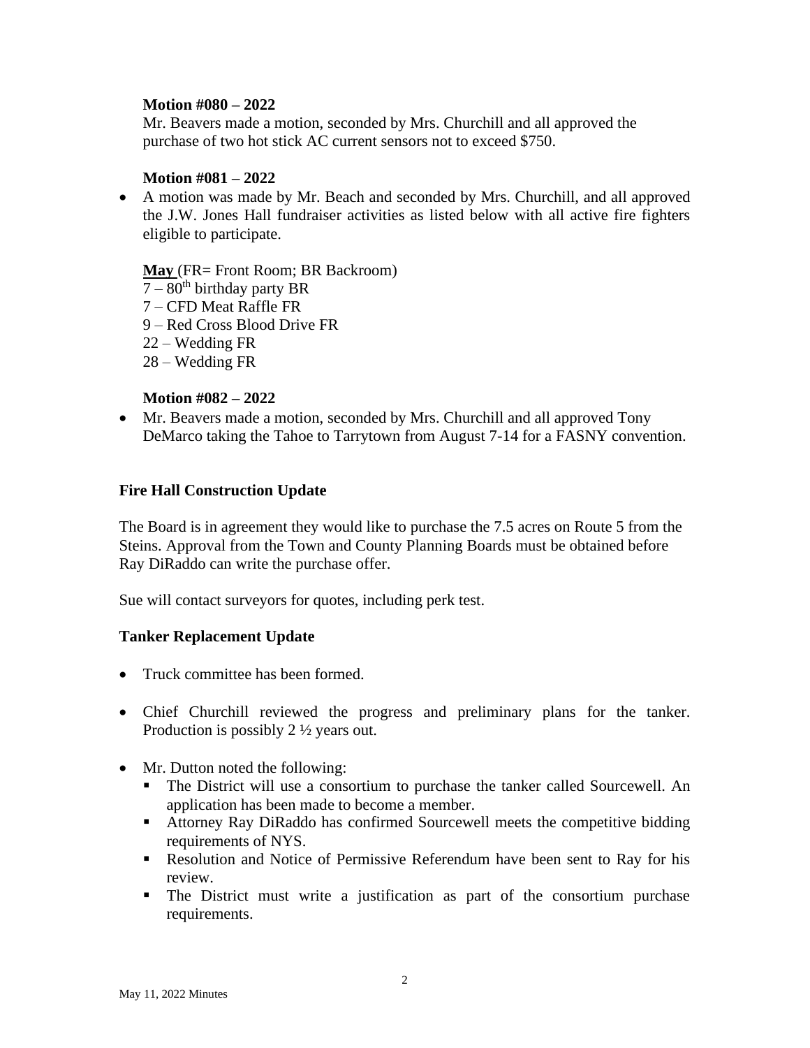**Motion #080 – 2022**

Mr. Beavers made a motion, seconded by Mrs. Churchill and all approved the purchase of two hot stick AC current sensors not to exceed $750.

**Motion #081 – 2022**

- A motion was made by Mr. Beach and seconded by Mrs. Churchill, and all approved the J.W. Jones Hall fundraiser activities as listed below with all active fire fighters eligible to participate.

  **May** (FR= Front Room; BR Backroom)
  7 – 80th birthday party BR
  7 – CFD Meat Raffle FR
  9 – Red Cross Blood Drive FR
  22 – Wedding FR
  28 – Wedding FR

**Motion #082 – 2022**

- Mr. Beavers made a motion, seconded by Mrs. Churchill and all approved Tony DeMarco taking the Tahoe to Tarrytown from August 7-14 for a FASNY convention.

### Fire Hall Construction Update

The Board is in agreement they would like to purchase the 7.5 acres on Route 5 from the Steins. Approval from the Town and County Planning Boards must be obtained before Ray DiRaddo can write the purchase offer.

Sue will contact surveyors for quotes, including perk test.

### Tanker Replacement Update

- Truck committee has been formed.
- Chief Churchill reviewed the progress and preliminary plans for the tanker. Production is possibly 2 ½ years out.
- Mr. Dutton noted the following:
  - The District will use a consortium to purchase the tanker called Sourcewell. An application has been made to become a member.
  - Attorney Ray DiRaddo has confirmed Sourcewell meets the competitive bidding requirements of NYS.
  - Resolution and Notice of Permissive Referendum have been sent to Ray for his review.
  - The District must write a justification as part of the consortium purchase requirements.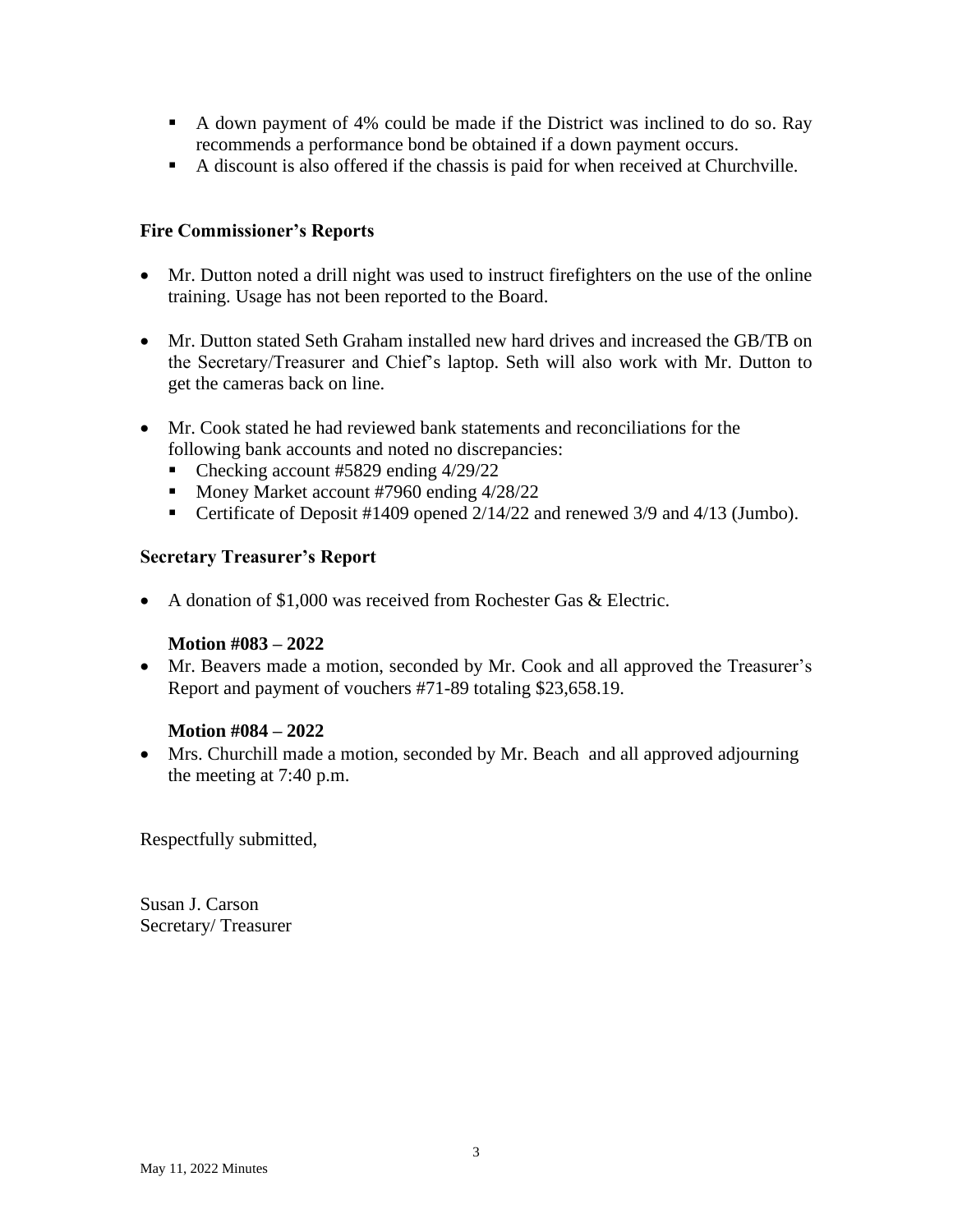- A down payment of 4% could be made if the District was inclined to do so. Ray recommends a performance bond be obtained if a down payment occurs.
  - A discount is also offered if the chassis is paid for when received at Churchville.

**Fire Commissioner's Reports**

- Mr. Dutton noted a drill night was used to instruct firefighters on the use of the online training. Usage has not been reported to the Board.

- Mr. Dutton stated Seth Graham installed new hard drives and increased the GB/TB on the Secretary/Treasurer and Chief's laptop. Seth will also work with Mr. Dutton to get the cameras back on line.

- Mr. Cook stated he had reviewed bank statements and reconciliations for the following bank accounts and noted no discrepancies:
  - Checking account #5829 ending 4/29/22
  - Money Market account #7960 ending 4/28/22
  - Certificate of Deposit #1409 opened 2/14/22 and renewed 3/9 and 4/13 (Jumbo).

**Secretary Treasurer's Report**

- A donation of $1,000 was received from Rochester Gas & Electric.

**Motion #083 – 2022**

- Mr. Beavers made a motion, seconded by Mr. Cook and all approved the Treasurer's Report and payment of vouchers #71-89 totaling $23,658.19.

**Motion #084 – 2022**

- Mrs. Churchill made a motion, seconded by Mr. Beach and all approved adjourning the meeting at 7:40 p.m.

Respectfully submitted,

Susan J. Carson
Secretary/ Treasurer